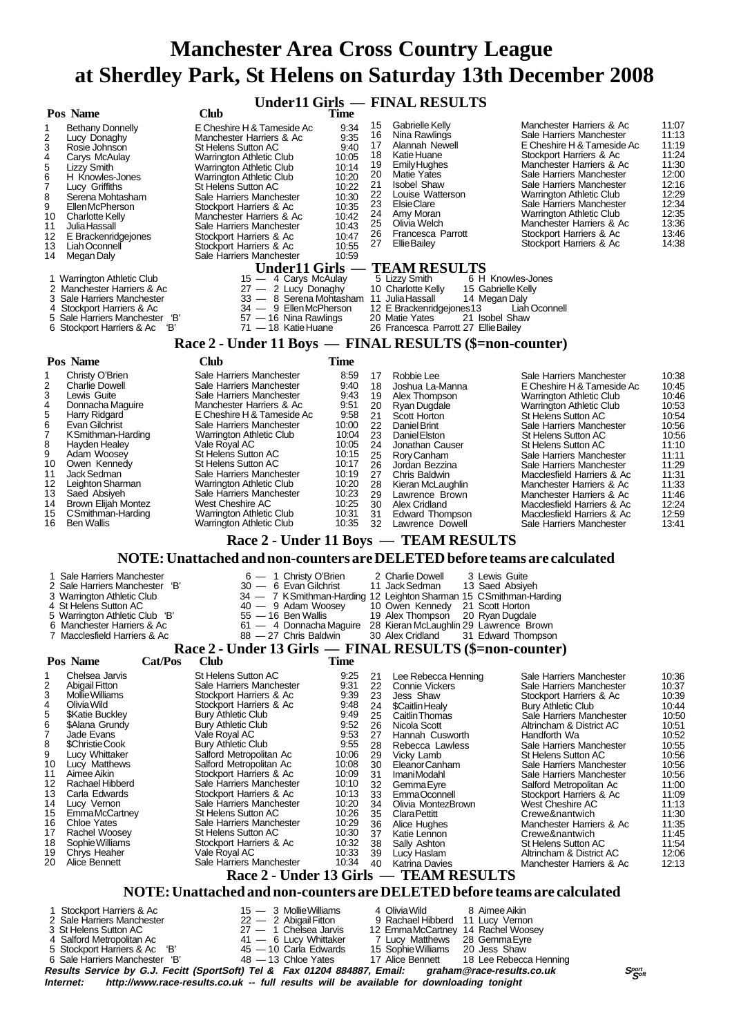# Manchester Area Cross Country League
# at Sherdley Park, St Helens on Saturday 13th December 2008

## Under11 Girls — FINAL RESULTS

| Pos | Name | Club | Time |
|---|---|---|---|
| 1 | Bethany Donnelly | E Cheshire H & Tameside Ac | 9:34 |
| 2 | Lucy Donaghy | Manchester Harriers & Ac | 9:35 |
| 3 | Rosie Johnson | St Helens Sutton AC | 9:40 |
| 4 | Carys McAulay | Warrington Athletic Club | 10:05 |
| 5 | Lizzy Smith | Warrington Athletic Club | 10:14 |
| 6 | H Knowles-Jones | Warrington Athletic Club | 10:20 |
| 7 | Lucy Griffiths | St Helens Sutton AC | 10:22 |
| 8 | Serena Mohtasham | Sale Harriers Manchester | 10:30 |
| 9 | Ellen McPherson | Stockport Harriers & Ac | 10:35 |
| 10 | Charlotte Kelly | Manchester Harriers & Ac | 10:42 |
| 11 | Julia Hassall | Sale Harriers Manchester | 10:43 |
| 12 | E Brackenridgejones | Stockport Harriers & Ac | 10:47 |
| 13 | Liah Oconnell | Stockport Harriers & Ac | 10:55 |
| 14 | Megan Daly | Sale Harriers Manchester | 10:59 |
| 15 | Gabrielle Kelly | Manchester Harriers & Ac | 11:07 |
| 16 | Nina Rawlings | Sale Harriers Manchester | 11:13 |
| 17 | Alannah Newell | E Cheshire H & Tameside Ac | 11:19 |
| 18 | Katie Huane | Stockport Harriers & Ac | 11:24 |
| 19 | Emily Hughes | Manchester Harriers & Ac | 11:30 |
| 20 | Matie Yates | Sale Harriers Manchester | 12:00 |
| 21 | Isobel Shaw | Sale Harriers Manchester | 12:16 |
| 22 | Louise Watterson | Warrington Athletic Club | 12:29 |
| 23 | Elsie Clare | Sale Harriers Manchester | 12:34 |
| 24 | Amy Moran | Warrington Athletic Club | 12:35 |
| 25 | Olivia Welch | Manchester Harriers & Ac | 13:36 |
| 26 | Francesca Parrott | Stockport Harriers & Ac | 13:46 |
| 27 | Ellie Bailey | Stockport Harriers & Ac | 14:38 |

## Under11 Girls — TEAM RESULTS

1 Warrington Athletic Club 15 — 4 Carys McAulay 5 Lizzy Smith 6 H Knowles-Jones
2 Manchester Harriers & Ac 27 — 2 Lucy Donaghy 10 Charlotte Kelly 15 Gabrielle Kelly
3 Sale Harriers Manchester 33 — 8 Serena Mohtasham 11 Julia Hassall 14 Megan Daly
4 Stockport Harriers & Ac 34 — 9 Ellen McPherson 12 E Brackenridgejones 13 Liah Oconnell
5 Sale Harriers Manchester 'B' 57 — 16 Nina Rawlings 20 Matie Yates 21 Isobel Shaw
6 Stockport Harriers & Ac 'B' 71 — 18 Katie Huane 26 Francesca Parrott 27 Ellie Bailey

## Race 2 - Under 11 Boys — FINAL RESULTS ($=non-counter)

| Pos | Name | Club | Time |
|---|---|---|---|
| 1 | Christy O'Brien | Sale Harriers Manchester | 8:59 |
| 2 | Charlie Dowell | Sale Harriers Manchester | 9:40 |
| 3 | Lewis Guite | Sale Harriers Manchester | 9:43 |
| 4 | Donnacha Maguire | Manchester Harriers & Ac | 9:51 |
| 5 | Harry Ridgard | E Cheshire H & Tameside Ac | 9:58 |
| 6 | Evan Gilchrist | Sale Harriers Manchester | 10:00 |
| 7 | K Smithman-Harding | Warrington Athletic Club | 10:04 |
| 8 | Hayden Healey | Vale Royal AC | 10:05 |
| 9 | Adam Woosey | St Helens Sutton AC | 10:15 |
| 10 | Owen Kennedy | St Helens Sutton AC | 10:17 |
| 11 | Jack Sedman | Sale Harriers Manchester | 10:19 |
| 12 | Leighton Sharman | Warrington Athletic Club | 10:20 |
| 13 | Saed Absiyeh | Sale Harriers Manchester | 10:23 |
| 14 | Brown Elijah Montez | West Cheshire AC | 10:25 |
| 15 | C Smithman-Harding | Warrington Athletic Club | 10:31 |
| 16 | Ben Wallis | Warrington Athletic Club | 10:35 |
| 17 | Robbie Lee | Sale Harriers Manchester | 10:38 |
| 18 | Joshua La-Manna | E Cheshire H & Tameside Ac | 10:45 |
| 19 | Alex Thompson | Warrington Athletic Club | 10:46 |
| 20 | Ryan Dugdale | Warrington Athletic Club | 10:53 |
| 21 | Scott Horton | St Helens Sutton AC | 10:54 |
| 22 | Daniel Brint | Sale Harriers Manchester | 10:56 |
| 23 | Daniel Elston | St Helens Sutton AC | 10:56 |
| 24 | Jonathan Causer | St Helens Sutton AC | 11:10 |
| 25 | Rory Canham | Sale Harriers Manchester | 11:11 |
| 26 | Jordan Bezzina | Sale Harriers Manchester | 11:29 |
| 27 | Chris Baldwin | Macclesfield Harriers & Ac | 11:31 |
| 28 | Kieran McLaughlin | Manchester Harriers & Ac | 11:33 |
| 29 | Lawrence Brown | Manchester Harriers & Ac | 11:46 |
| 30 | Alex Cridland | Macclesfield Harriers & Ac | 12:24 |
| 31 | Edward Thompson | Macclesfield Harriers & Ac | 12:59 |
| 32 | Lawrence Dowell | Sale Harriers Manchester | 13:41 |

## Race 2 - Under 11 Boys — TEAM RESULTS

### NOTE: Unattached and non-counters are DELETED before teams are calculated

1 Sale Harriers Manchester 6 — 1 Christy O'Brien 2 Charlie Dowell 3 Lewis Guite
2 Sale Harriers Manchester 'B' 30 — 6 Evan Gilchrist 11 Jack Sedman 13 Saed Absiyeh
3 Warrington Athletic Club 34 — 7 K Smithman-Harding 12 Leighton Sharman 15 C Smithman-Harding
4 St Helens Sutton AC 40 — 9 Adam Woosey 10 Owen Kennedy 21 Scott Horton
5 Warrington Athletic Club 'B' 55 — 16 Ben Wallis 19 Alex Thompson 20 Ryan Dugdale
6 Manchester Harriers & Ac 61 — 4 Donnacha Maguire 28 Kieran McLaughlin 29 Lawrence Brown
7 Macclesfield Harriers & Ac 88 — 27 Chris Baldwin 30 Alex Cridland 31 Edward Thompson

## Race 2 - Under 13 Girls — FINAL RESULTS ($=non-counter)

| Pos | Name | Cat/Pos | Club | Time |
|---|---|---|---|---|
| 1 | Chelsea Jarvis | | St Helens Sutton AC | 9:25 |
| 2 | Abigail Fitton | | Sale Harriers Manchester | 9:31 |
| 3 | Mollie Williams | | Stockport Harriers & Ac | 9:39 |
| 4 | Olivia Wild | | Stockport Harriers & Ac | 9:48 |
| 5 | $Katie Buckley | | Bury Athletic Club | 9:49 |
| 6 | $Alana Grundy | | Bury Athletic Club | 9:52 |
| 7 | Jade Evans | | Vale Royal AC | 9:53 |
| 8 | $Christie Cook | | Bury Athletic Club | 9:55 |
| 9 | Lucy Whittaker | | Salford Metropolitan Ac | 10:06 |
| 10 | Lucy Matthews | | Salford Metropolitan Ac | 10:08 |
| 11 | Aimee Aikin | | Stockport Harriers & Ac | 10:09 |
| 12 | Rachael Hibberd | | Sale Harriers Manchester | 10:10 |
| 13 | Carla Edwards | | Stockport Harriers & Ac | 10:13 |
| 14 | Lucy Vernon | | Sale Harriers Manchester | 10:20 |
| 15 | Emma McCartney | | St Helens Sutton AC | 10:26 |
| 16 | Chloe Yates | | Sale Harriers Manchester | 10:29 |
| 17 | Rachel Woosey | | St Helens Sutton AC | 10:30 |
| 18 | Sophie Williams | | Stockport Harriers & Ac | 10:32 |
| 19 | Chrys Heaher | | Vale Royal AC | 10:33 |
| 20 | Alice Bennett | | Sale Harriers Manchester | 10:34 |
| 21 | Lee Rebecca Henning | | Sale Harriers Manchester | 10:36 |
| 22 | Connie Vickers | | Sale Harriers Manchester | 10:37 |
| 23 | Jess Shaw | | Stockport Harriers & Ac | 10:39 |
| 24 | $Caitlin Healy | | Bury Athletic Club | 10:44 |
| 25 | Caitlin Thomas | | Sale Harriers Manchester | 10:50 |
| 26 | Nicola Scott | | Altrincham & District AC | 10:51 |
| 27 | Hannah Cusworth | | Handforth Wa | 10:52 |
| 28 | Rebecca Lawless | | Sale Harriers Manchester | 10:55 |
| 29 | Vicky Lamb | | St Helens Sutton AC | 10:56 |
| 30 | Eleanor Canham | | Sale Harriers Manchester | 10:56 |
| 31 | Imani Modahl | | Sale Harriers Manchester | 10:56 |
| 32 | Gemma Eyre | | Salford Metropolitan Ac | 11:00 |
| 33 | Emma Oconnell | | Stockport Harriers & Ac | 11:09 |
| 34 | Olivia MontezBrown | | West Cheshire AC | 11:13 |
| 35 | Clara Pettitt | | Crewe&nantwich | 11:30 |
| 36 | Alice Hughes | | Manchester Harriers & Ac | 11:35 |
| 37 | Katie Lennon | | Crewe&nantwich | 11:45 |
| 38 | Sally Ashton | | St Helens Sutton AC | 11:54 |
| 39 | Lucy Haslam | | Altrincham & District AC | 12:06 |
| 40 | Katrina Davies | | Manchester Harriers & Ac | 12:13 |

## Race 2 - Under 13 Girls — TEAM RESULTS

### NOTE: Unattached and non-counters are DELETED before teams are calculated

1 Stockport Harriers & Ac 15 — 3 Mollie Williams 4 Olivia Wild 8 Aimee Aikin
2 Sale Harriers Manchester 22 — 2 Abigail Fitton 9 Rachael Hibberd 11 Lucy Vernon
3 St Helens Sutton AC 27 — 1 Chelsea Jarvis 12 Emma McCartney 14 Rachel Woosey
4 Salford Metropolitan Ac 41 — 6 Lucy Whittaker 7 Lucy Matthews 28 Gemma Eyre
5 Stockport Harriers & Ac 'B' 45 — 10 Carla Edwards 15 Sophie Williams 20 Jess Shaw
6 Sale Harriers Manchester 'B' 48 — 13 Chloe Yates 17 Alice Bennett 18 Lee Rebecca Henning

***Results Service by G.J. Fecitt (SportSoft) Tel & Fax 01204 884887, Email: graham@race-results.co.uk***
***Internet: http://www.race-results.co.uk -- full results will be available for downloading tonight***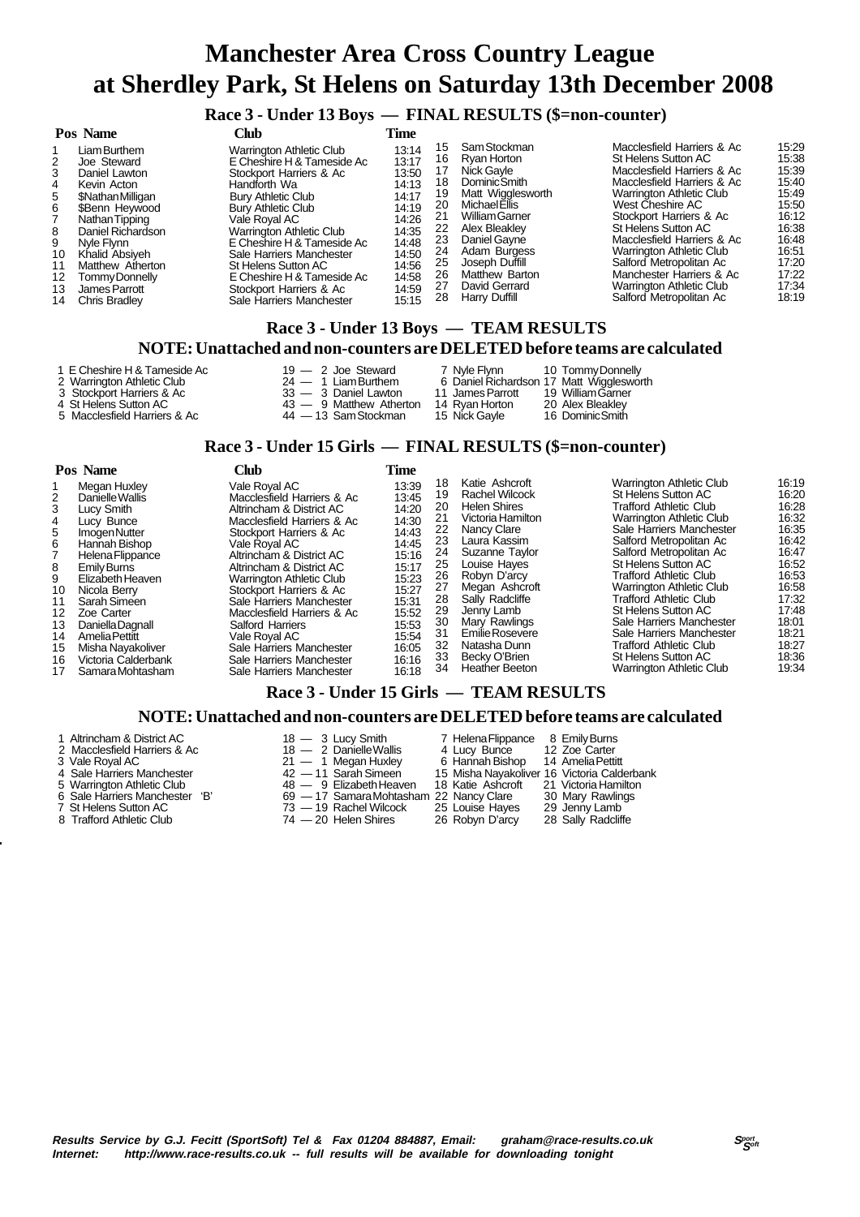# Manchester Area Cross Country League
# at Sherdley Park, St Helens on Saturday 13th December 2008

## Race 3 - Under 13 Boys — FINAL RESULTS ($=non-counter)

| Pos | Name | Club | Time |
|---|---|---|---|
| 1 | Liam Burthem | Warrington Athletic Club | 13:14 |
| 2 | Joe Steward | E Cheshire H & Tameside Ac | 13:17 |
| 3 | Daniel Lawton | Stockport Harriers & Ac | 13:50 |
| 4 | Kevin Acton | Handforth Wa | 14:13 |
| 5 | $Nathan Milligan | Bury Athletic Club | 14:17 |
| 6 | $Benn Heywood | Bury Athletic Club | 14:19 |
| 7 | Nathan Tipping | Vale Royal AC | 14:26 |
| 8 | Daniel Richardson | Warrington Athletic Club | 14:35 |
| 9 | Nyle Flynn | E Cheshire H & Tameside Ac | 14:48 |
| 10 | Khalid Absiyeh | Sale Harriers Manchester | 14:50 |
| 11 | Matthew Atherton | St Helens Sutton AC | 14:56 |
| 12 | Tommy Donnelly | E Cheshire H & Tameside Ac | 14:58 |
| 13 | James Parrott | Stockport Harriers & Ac | 14:59 |
| 14 | Chris Bradley | Sale Harriers Manchester | 15:15 |
| 15 | Sam Stockman | Macclesfield Harriers & Ac | 15:29 |
| 16 | Ryan Horton | St Helens Sutton AC | 15:38 |
| 17 | Nick Gayle | Macclesfield Harriers & Ac | 15:39 |
| 18 | Dominic Smith | Macclesfield Harriers & Ac | 15:40 |
| 19 | Matt Wigglesworth | Warrington Athletic Club | 15:49 |
| 20 | Michael Ellis | West Cheshire AC | 15:50 |
| 21 | William Garner | Stockport Harriers & Ac | 16:12 |
| 22 | Alex Bleakley | St Helens Sutton AC | 16:38 |
| 23 | Daniel Gayne | Macclesfield Harriers & Ac | 16:48 |
| 24 | Adam Burgess | Warrington Athletic Club | 16:51 |
| 25 | Joseph Duffill | Salford Metropolitan Ac | 17:20 |
| 26 | Matthew Barton | Manchester Harriers & Ac | 17:22 |
| 27 | David Gerrard | Warrington Athletic Club | 17:34 |
| 28 | Harry Duffill | Salford Metropolitan Ac | 18:19 |

## Race 3 - Under 13 Boys — TEAM RESULTS

### NOTE: Unattached and non-counters are DELETED before teams are calculated

| Pos | Team | Points | | | |
|---|---|---|---|---|---|
| 1 | E Cheshire H & Tameside Ac | 19 — 2 Joe Steward | 7 Nyle Flynn | 10 Tommy Donnelly |
| 2 | Warrington Athletic Club | 24 — 1 Liam Burthem | 6 Daniel Richardson | 17 Matt Wigglesworth |
| 3 | Stockport Harriers & Ac | 33 — 3 Daniel Lawton | 11 James Parrott | 19 William Garner |
| 4 | St Helens Sutton AC | 43 — 9 Matthew Atherton | 14 Ryan Horton | 20 Alex Bleakley |
| 5 | Macclesfield Harriers & Ac | 44 — 13 Sam Stockman | 15 Nick Gayle | 16 Dominic Smith |

## Race 3 - Under 15 Girls — FINAL RESULTS ($=non-counter)

| Pos | Name | Club | Time |
|---|---|---|---|
| 1 | Megan Huxley | Vale Royal AC | 13:39 |
| 2 | Danielle Wallis | Macclesfield Harriers & Ac | 13:45 |
| 3 | Lucy Smith | Altrincham & District AC | 14:20 |
| 4 | Lucy Bunce | Macclesfield Harriers & Ac | 14:30 |
| 5 | Imogen Nutter | Stockport Harriers & Ac | 14:43 |
| 6 | Hannah Bishop | Vale Royal AC | 14:45 |
| 7 | Helena Flippance | Altrincham & District AC | 15:16 |
| 8 | Emily Burns | Altrincham & District AC | 15:17 |
| 9 | Elizabeth Heaven | Warrington Athletic Club | 15:23 |
| 10 | Nicola Berry | Stockport Harriers & Ac | 15:27 |
| 11 | Sarah Simeen | Sale Harriers Manchester | 15:31 |
| 12 | Zoe Carter | Macclesfield Harriers & Ac | 15:52 |
| 13 | Daniella Dagnall | Salford Harriers | 15:53 |
| 14 | Amelia Pettitt | Vale Royal AC | 15:54 |
| 15 | Misha Nayakoliver | Sale Harriers Manchester | 16:05 |
| 16 | Victoria Calderbank | Sale Harriers Manchester | 16:16 |
| 17 | Samara Mohtasham | Sale Harriers Manchester | 16:18 |
| 18 | Katie Ashcroft | Warrington Athletic Club | 16:19 |
| 19 | Rachel Wilcock | St Helens Sutton AC | 16:20 |
| 20 | Helen Shires | Trafford Athletic Club | 16:28 |
| 21 | Victoria Hamilton | Warrington Athletic Club | 16:32 |
| 22 | Nancy Clare | Sale Harriers Manchester | 16:35 |
| 23 | Laura Kassim | Salford Metropolitan Ac | 16:42 |
| 24 | Suzanne Taylor | Salford Metropolitan Ac | 16:47 |
| 25 | Louise Hayes | St Helens Sutton AC | 16:52 |
| 26 | Robyn D'arcy | Trafford Athletic Club | 16:53 |
| 27 | Megan Ashcroft | Warrington Athletic Club | 16:58 |
| 28 | Sally Radcliffe | Trafford Athletic Club | 17:32 |
| 29 | Jenny Lamb | St Helens Sutton AC | 17:48 |
| 30 | Mary Rawlings | Sale Harriers Manchester | 18:01 |
| 31 | Emilie Rosevere | Sale Harriers Manchester | 18:21 |
| 32 | Natasha Dunn | Trafford Athletic Club | 18:27 |
| 33 | Becky O'Brien | St Helens Sutton AC | 18:36 |
| 34 | Heather Beeton | Warrington Athletic Club | 19:34 |

## Race 3 - Under 15 Girls — TEAM RESULTS

### NOTE: Unattached and non-counters are DELETED before teams are calculated

| Pos | Team | Points | | | |
|---|---|---|---|---|---|
| 1 | Altrincham & District AC | 18 — 3 Lucy Smith | 7 Helena Flippance | 8 Emily Burns |
| 2 | Macclesfield Harriers & Ac | 18 — 2 Danielle Wallis | 4 Lucy Bunce | 12 Zoe Carter |
| 3 | Vale Royal AC | 21 — 1 Megan Huxley | 6 Hannah Bishop | 14 Amelia Pettitt |
| 4 | Sale Harriers Manchester | 42 — 11 Sarah Simeen | 15 Misha Nayakoliver | 16 Victoria Calderbank |
| 5 | Warrington Athletic Club | 48 — 9 Elizabeth Heaven | 18 Katie Ashcroft | 21 Victoria Hamilton |
| 6 | Sale Harriers Manchester 'B' | 69 — 17 Samara Mohtasham | 22 Nancy Clare | 30 Mary Rawlings |
| 7 | St Helens Sutton AC | 73 — 19 Rachel Wilcock | 25 Louise Hayes | 29 Jenny Lamb |
| 8 | Trafford Athletic Club | 74 — 20 Helen Shires | 26 Robyn D'arcy | 28 Sally Radcliffe |

***Results Service by G.J. Fecitt (SportSoft) Tel & Fax 01204 884887, Email: graham@race-results.co.uk***
***Internet: http://www.race-results.co.uk -- full results will be available for downloading tonight***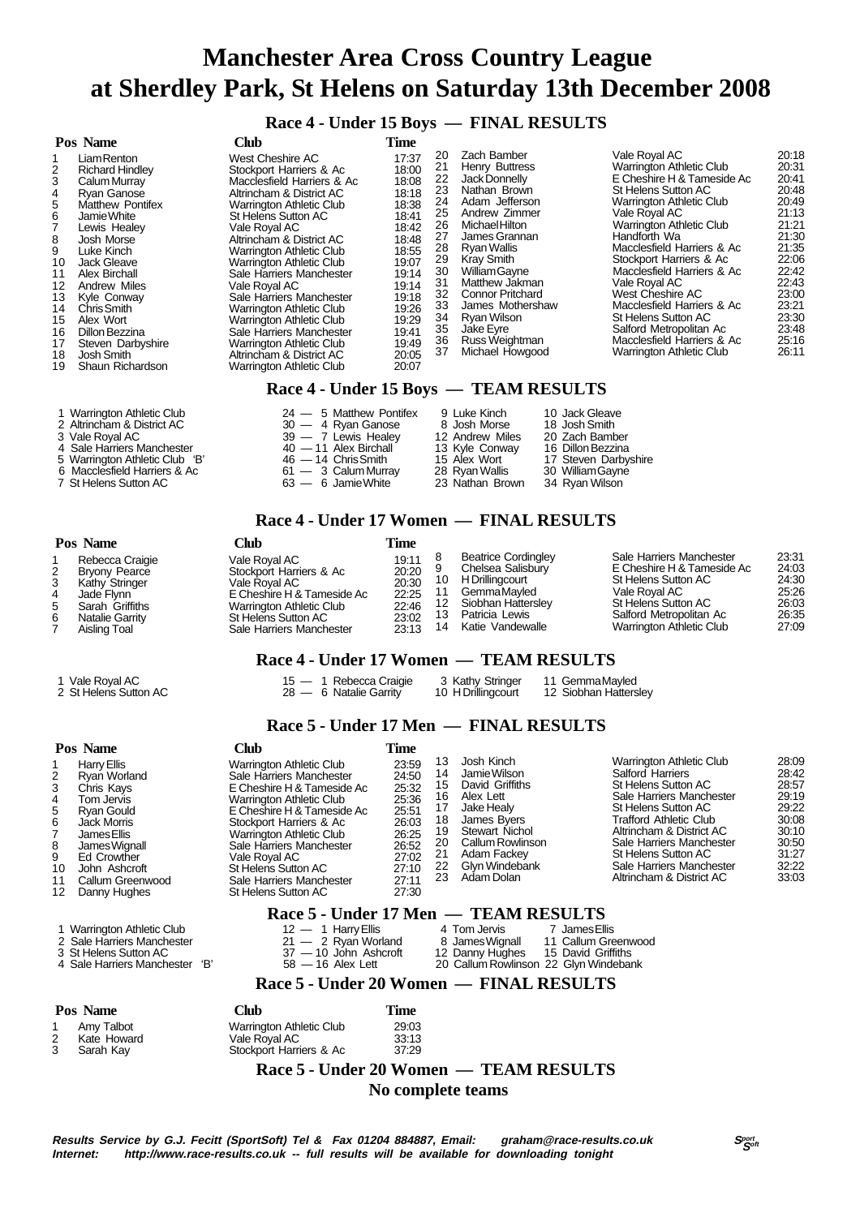# Manchester Area Cross Country League at Sherdley Park, St Helens on Saturday 13th December 2008

## Race 4 - Under 15 Boys — FINAL RESULTS

| Pos | Name | Club | Time |
|---|---|---|---|
| 1 | Liam Renton | West Cheshire AC | 17:37 |
| 2 | Richard Hindley | Stockport Harriers & Ac | 18:00 |
| 3 | Calum Murray | Macclesfield Harriers & Ac | 18:08 |
| 4 | Ryan Ganose | Altrincham & District AC | 18:18 |
| 5 | Matthew Pontifex | Warrington Athletic Club | 18:38 |
| 6 | Jamie White | St Helens Sutton AC | 18:41 |
| 7 | Lewis Healey | Vale Royal AC | 18:42 |
| 8 | Josh Morse | Altrincham & District AC | 18:48 |
| 9 | Luke Kinch | Warrington Athletic Club | 18:55 |
| 10 | Jack Gleave | Warrington Athletic Club | 19:07 |
| 11 | Alex Birchall | Sale Harriers Manchester | 19:14 |
| 12 | Andrew Miles | Vale Royal AC | 19:14 |
| 13 | Kyle Conway | Sale Harriers Manchester | 19:18 |
| 14 | Chris Smith | Warrington Athletic Club | 19:26 |
| 15 | Alex Wort | Warrington Athletic Club | 19:29 |
| 16 | Dillon Bezzina | Sale Harriers Manchester | 19:41 |
| 17 | Steven Darbyshire | Warrington Athletic Club | 19:49 |
| 18 | Josh Smith | Altrincham & District AC | 20:05 |
| 19 | Shaun Richardson | Warrington Athletic Club | 20:07 |
| 20 | Zach Bamber | Vale Royal AC | 20:18 |
| 21 | Henry Buttress | Warrington Athletic Club | 20:31 |
| 22 | Jack Donnelly | E Cheshire H & Tameside Ac | 20:41 |
| 23 | Nathan Brown | St Helens Sutton AC | 20:48 |
| 24 | Adam Jefferson | Warrington Athletic Club | 20:49 |
| 25 | Andrew Zimmer | Vale Royal AC | 21:13 |
| 26 | Michael Hilton | Warrington Athletic Club | 21:21 |
| 27 | James Grannan | Handforth Wa | 21:30 |
| 28 | Ryan Wallis | Macclesfield Harriers & Ac | 21:35 |
| 29 | Kray Smith | Stockport Harriers & Ac | 22:06 |
| 30 | William Gayne | Macclesfield Harriers & Ac | 22:42 |
| 31 | Matthew Jakman | Vale Royal AC | 22:43 |
| 32 | Connor Pritchard | West Cheshire AC | 23:00 |
| 33 | James Mothershaw | Macclesfield Harriers & Ac | 23:21 |
| 34 | Ryan Wilson | St Helens Sutton AC | 23:30 |
| 35 | Jake Eyre | Salford Metropolitan Ac | 23:48 |
| 36 | Russ Weightman | Macclesfield Harriers & Ac | 25:16 |
| 37 | Michael Howgood | Warrington Athletic Club | 26:11 |

## Race 4 - Under 15 Boys — TEAM RESULTS

| Pos | Team | Points | | | |
|---|---|---|---|---|---|
| 1 | Warrington Athletic Club | 24 — 5 Matthew Pontifex | 9 Luke Kinch | 10 Jack Gleave |
| 2 | Altrincham & District AC | 30 — 4 Ryan Ganose | 8 Josh Morse | 18 Josh Smith |
| 3 | Vale Royal AC | 39 — 7 Lewis Healey | 12 Andrew Miles | 20 Zach Bamber |
| 4 | Sale Harriers Manchester | 40 — 11 Alex Birchall | 13 Kyle Conway | 16 Dillon Bezzina |
| 5 | Warrington Athletic Club 'B' | 46 — 14 Chris Smith | 15 Alex Wort | 17 Steven Darbyshire |
| 6 | Macclesfield Harriers & Ac | 61 — 3 Calum Murray | 28 Ryan Wallis | 30 William Gayne |
| 7 | St Helens Sutton AC | 63 — 6 Jamie White | 23 Nathan Brown | 34 Ryan Wilson |

## Race 4 - Under 17 Women — FINAL RESULTS

| Pos | Name | Club | Time |
|---|---|---|---|
| 1 | Rebecca Craigie | Vale Royal AC | 19:11 |
| 2 | Bryony Pearce | Stockport Harriers & Ac | 20:20 |
| 3 | Kathy Stringer | Vale Royal AC | 20:30 |
| 4 | Jade Flynn | E Cheshire H & Tameside Ac | 22:25 |
| 5 | Sarah Griffiths | Warrington Athletic Club | 22:46 |
| 6 | Natalie Garrity | St Helens Sutton AC | 23:02 |
| 7 | Aisling Toal | Sale Harriers Manchester | 23:13 |
| 8 | Beatrice Cordingley | Sale Harriers Manchester | 23:31 |
| 9 | Chelsea Salisbury | E Cheshire H & Tameside Ac | 24:03 |
| 10 | H Drillingcourt | St Helens Sutton AC | 24:30 |
| 11 | Gemma Mayled | Vale Royal AC | 25:26 |
| 12 | Siobhan Hattersley | St Helens Sutton AC | 26:03 |
| 13 | Patricia Lewis | Salford Metropolitan Ac | 26:35 |
| 14 | Katie Vandewalle | Warrington Athletic Club | 27:09 |

## Race 4 - Under 17 Women — TEAM RESULTS

| Pos | Team | Points | | | |
|---|---|---|---|---|---|
| 1 | Vale Royal AC | 15 — 1 Rebecca Craigie | 3 Kathy Stringer | 11 Gemma Mayled |
| 2 | St Helens Sutton AC | 28 — 6 Natalie Garrity | 10 H Drillingcourt | 12 Siobhan Hattersley |

## Race 5 - Under 17 Men — FINAL RESULTS

| Pos | Name | Club | Time |
|---|---|---|---|
| 1 | Harry Ellis | Warrington Athletic Club | 23:59 |
| 2 | Ryan Worland | Sale Harriers Manchester | 24:50 |
| 3 | Chris Kays | E Cheshire H & Tameside Ac | 25:32 |
| 4 | Tom Jervis | Warrington Athletic Club | 25:36 |
| 5 | Ryan Gould | E Cheshire H & Tameside Ac | 25:51 |
| 6 | Jack Morris | Stockport Harriers & Ac | 26:03 |
| 7 | James Ellis | Warrington Athletic Club | 26:25 |
| 8 | James Wignall | Sale Harriers Manchester | 26:52 |
| 9 | Ed Crowther | Vale Royal AC | 27:02 |
| 10 | John Ashcroft | St Helens Sutton AC | 27:10 |
| 11 | Callum Greenwood | Sale Harriers Manchester | 27:11 |
| 12 | Danny Hughes | St Helens Sutton AC | 27:30 |
| 13 | Josh Kinch | Warrington Athletic Club | 28:09 |
| 14 | Jamie Wilson | Salford Harriers | 28:42 |
| 15 | David Griffiths | St Helens Sutton AC | 28:57 |
| 16 | Alex Lett | Sale Harriers Manchester | 29:19 |
| 17 | Jake Healy | St Helens Sutton AC | 29:22 |
| 18 | James Byers | Trafford Athletic Club | 30:08 |
| 19 | Stewart Nichol | Altrincham & District AC | 30:10 |
| 20 | Callum Rowlinson | Sale Harriers Manchester | 30:50 |
| 21 | Adam Fackey | St Helens Sutton AC | 31:27 |
| 22 | Glyn Windebank | Sale Harriers Manchester | 32:22 |
| 23 | Adam Dolan | Altrincham & District AC | 33:03 |

## Race 5 - Under 17 Men — TEAM RESULTS

| Pos | Team | Points | | | |
|---|---|---|---|---|---|
| 1 | Warrington Athletic Club | 12 — 1 Harry Ellis | 4 Tom Jervis | 7 James Ellis |
| 2 | Sale Harriers Manchester | 21 — 2 Ryan Worland | 8 James Wignall | 11 Callum Greenwood |
| 3 | St Helens Sutton AC | 37 — 10 John Ashcroft | 12 Danny Hughes | 15 David Griffiths |
| 4 | Sale Harriers Manchester 'B' | 58 — 16 Alex Lett | 20 Callum Rowlinson | 22 Glyn Windebank |

## Race 5 - Under 20 Women — FINAL RESULTS

| Pos | Name | Club | Time |
|---|---|---|---|
| 1 | Amy Talbot | Warrington Athletic Club | 29:03 |
| 2 | Kate Howard | Vale Royal AC | 33:13 |
| 3 | Sarah Kay | Stockport Harriers & Ac | 37:29 |

## Race 5 - Under 20 Women — TEAM RESULTS

**No complete teams**

*Results Service by G.J. Fecitt (SportSoft) Tel & Fax 01204 884887, Email: graham@race-results.co.uk*
*Internet: http://www.race-results.co.uk -- full results will be available for downloading tonight*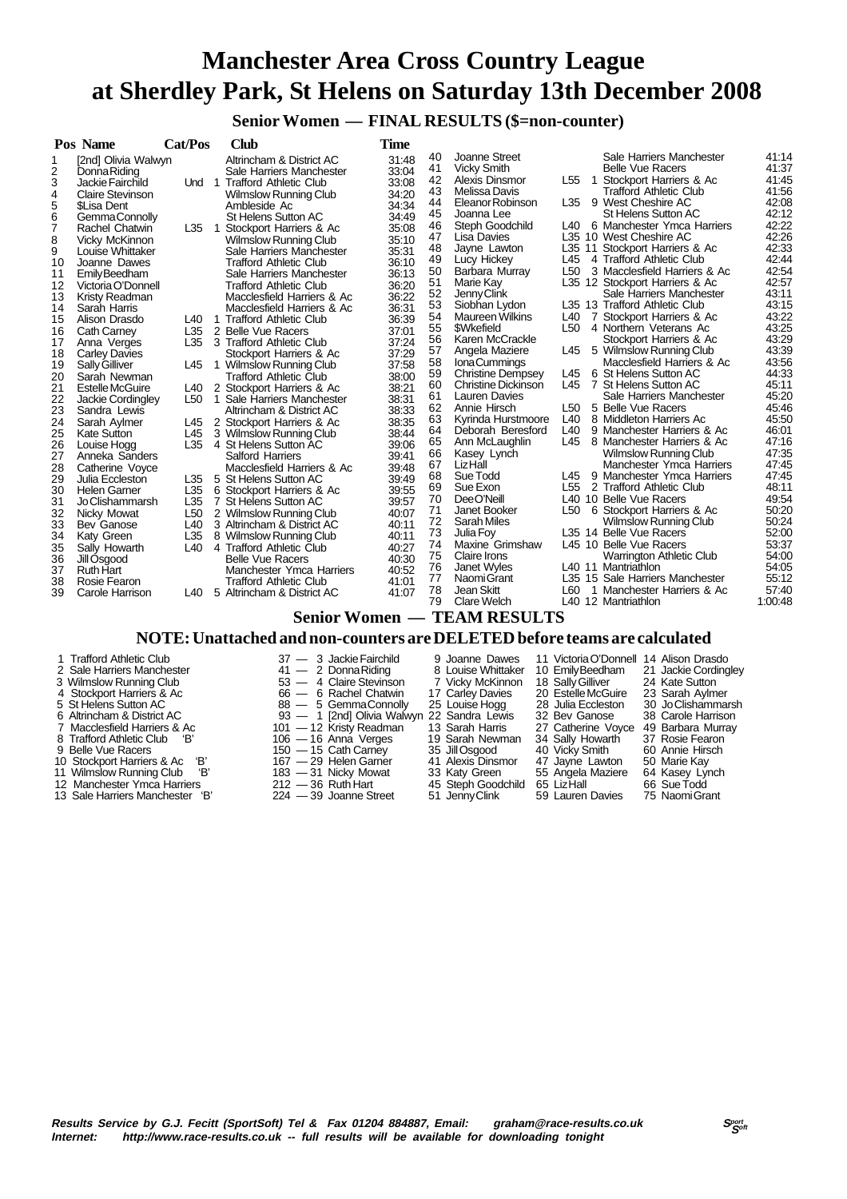# Manchester Area Cross Country League at Sherdley Park, St Helens on Saturday 13th December 2008

## Senior Women — FINAL RESULTS ($=non-counter)

| Pos | Name | Cat/Pos | Club | Time |
|---|---|---|---|---|
| 1 | [2nd] Olivia Walwyn | | Altrincham & District AC | 31:48 |
| 2 | Donna Riding | | Sale Harriers Manchester | 33:04 |
| 3 | Jackie Fairchild | Und 1 | Trafford Athletic Club | 33:08 |
| 4 | Claire Stevinson | | Wilmslow Running Club | 34:20 |
| 5 | $Lisa Dent | | Ambleside Ac | 34:34 |
| 6 | Gemma Connolly | | St Helens Sutton AC | 34:49 |
| 7 | Rachel Chatwin | L35 1 | Stockport Harriers & Ac | 35:08 |
| 8 | Vicky McKinnon | | Wilmslow Running Club | 35:10 |
| 9 | Louise Whittaker | | Sale Harriers Manchester | 35:31 |
| 10 | Joanne Dawes | | Trafford Athletic Club | 36:10 |
| 11 | Emily Beedham | | Sale Harriers Manchester | 36:13 |
| 12 | Victoria O'Donnell | | Trafford Athletic Club | 36:20 |
| 13 | Kristy Readman | | Macclesfield Harriers & Ac | 36:22 |
| 14 | Sarah Harris | | Macclesfield Harriers & Ac | 36:31 |
| 15 | Alison Drasdo | L40 1 | Trafford Athletic Club | 36:39 |
| 16 | Cath Carney | L35 2 | Belle Vue Racers | 37:01 |
| 17 | Anna Verges | L35 3 | Trafford Athletic Club | 37:24 |
| 18 | Carley Davies | | Stockport Harriers & Ac | 37:29 |
| 19 | Sally Gilliver | L45 1 | Wilmslow Running Club | 37:58 |
| 20 | Sarah Newman | | Trafford Athletic Club | 38:00 |
| 21 | Estelle McGuire | L40 2 | Stockport Harriers & Ac | 38:21 |
| 22 | Jackie Cordingley | L50 1 | Sale Harriers Manchester | 38:31 |
| 23 | Sandra Lewis | | Altrincham & District AC | 38:33 |
| 24 | Sarah Aylmer | L45 2 | Stockport Harriers & Ac | 38:35 |
| 25 | Kate Sutton | L45 3 | Wilmslow Running Club | 38:44 |
| 26 | Louise Hogg | L35 4 | St Helens Sutton AC | 39:06 |
| 27 | Anneka Sanders | | Salford Harriers | 39:41 |
| 28 | Catherine Voyce | | Macclesfield Harriers & Ac | 39:48 |
| 29 | Julia Eccleston | L35 5 | St Helens Sutton AC | 39:49 |
| 30 | Helen Garner | L35 6 | Stockport Harriers & Ac | 39:55 |
| 31 | Jo Clishammarsh | L35 7 | St Helens Sutton AC | 39:57 |
| 32 | Nicky Mowat | L50 2 | Wilmslow Running Club | 40:07 |
| 33 | Bev Ganose | L40 3 | Altrincham & District AC | 40:11 |
| 34 | Katy Green | L35 8 | Wilmslow Running Club | 40:11 |
| 35 | Sally Howarth | L40 4 | Trafford Athletic Club | 40:27 |
| 36 | Jill Osgood | | Belle Vue Racers | 40:30 |
| 37 | Ruth Hart | | Manchester Ymca Harriers | 40:52 |
| 38 | Rosie Fearon | | Trafford Athletic Club | 41:01 |
| 39 | Carole Harrison | L40 5 | Altrincham & District AC | 41:07 |
| 40 | Joanne Street | | Sale Harriers Manchester | 41:14 |
| 41 | Vicky Smith | | Belle Vue Racers | 41:37 |
| 42 | Alexis Dinsmor | L55 1 | Stockport Harriers & Ac | 41:45 |
| 43 | Melissa Davis | | Trafford Athletic Club | 41:56 |
| 44 | Eleanor Robinson | L35 9 | West Cheshire AC | 42:08 |
| 45 | Joanna Lee | | St Helens Sutton AC | 42:12 |
| 46 | Steph Goodchild | L40 6 | Manchester Ymca Harriers | 42:22 |
| 47 | Lisa Davies | L35 10 | West Cheshire AC | 42:26 |
| 48 | Jayne Lawton | L35 11 | Stockport Harriers & Ac | 42:33 |
| 49 | Lucy Hickey | L45 4 | Trafford Athletic Club | 42:44 |
| 50 | Barbara Murray | L50 3 | Macclesfield Harriers & Ac | 42:54 |
| 51 | Marie Kay | L35 12 | Stockport Harriers & Ac | 42:57 |
| 52 | Jenny Clink | | Sale Harriers Manchester | 43:11 |
| 53 | Siobhan Lydon | L35 13 | Trafford Athletic Club | 43:15 |
| 54 | Maureen Wilkins | L40 7 | Stockport Harriers & Ac | 43:22 |
| 55 | $Wkefield | L50 4 | Northern Veterans Ac | 43:25 |
| 56 | Karen McCrackle | | Stockport Harriers & Ac | 43:29 |
| 57 | Angela Maziere | L45 5 | Wilmslow Running Club | 43:39 |
| 58 | Iona Cummings | | Macclesfield Harriers & Ac | 43:56 |
| 59 | Christine Dempsey | L45 6 | St Helens Sutton AC | 44:33 |
| 60 | Christine Dickinson | L45 7 | St Helens Sutton AC | 45:11 |
| 61 | Lauren Davies | | Sale Harriers Manchester | 45:20 |
| 62 | Annie Hirsch | L50 5 | Belle Vue Racers | 45:46 |
| 63 | Kyrinda Hurstmoore | L40 8 | Middleton Harriers Ac | 45:50 |
| 64 | Deborah Beresford | L40 9 | Manchester Harriers & Ac | 46:01 |
| 65 | Ann McLaughlin | L45 8 | Manchester Harriers & Ac | 47:16 |
| 66 | Kasey Lynch | | Wilmslow Running Club | 47:35 |
| 67 | Liz Hall | | Manchester Ymca Harriers | 47:45 |
| 68 | Sue Todd | L45 9 | Manchester Ymca Harriers | 47:45 |
| 69 | Sue Exon | L55 2 | Trafford Athletic Club | 48:11 |
| 70 | Dee O'Neill | L40 10 | Belle Vue Racers | 49:54 |
| 71 | Janet Booker | L50 6 | Stockport Harriers & Ac | 50:20 |
| 72 | Sarah Miles | | Wilmslow Running Club | 50:24 |
| 73 | Julia Foy | L35 14 | Belle Vue Racers | 52:00 |
| 74 | Maxine Grimshaw | L45 10 | Belle Vue Racers | 53:37 |
| 75 | Claire Irons | | Warrington Athletic Club | 54:00 |
| 76 | Janet Wyles | L40 11 | Mantriathlon | 54:05 |
| 77 | Naomi Grant | L35 15 | Sale Harriers Manchester | 55:12 |
| 78 | Jean Skitt | L60 1 | Manchester Harriers & Ac | 57:40 |
| 79 | Clare Welch | L40 12 | Mantriathlon | 1:00:48 |

## Senior Women — TEAM RESULTS

### NOTE: Unattached and non-counters are DELETED before teams are calculated

| Pos | Team | Points | 1st | 2nd | 3rd | 4th | 5th |
|---|---|---|---|---|---|---|---|
| 1 | Trafford Athletic Club | 37 | 3 Jackie Fairchild | 9 Joanne Dawes | 11 Victoria O'Donnell | 14 Alison Drasdo | |
| 2 | Sale Harriers Manchester | 41 | 2 Donna Riding | 8 Louise Whittaker | 10 Emily Beedham | 21 Jackie Cordingley | |
| 3 | Wilmslow Running Club | 53 | 4 Claire Stevinson | 7 Vicky McKinnon | 18 Sally Gilliver | 24 Kate Sutton | |
| 4 | Stockport Harriers & Ac | 66 | 6 Rachel Chatwin | 17 Carley Davies | 20 Estelle McGuire | 23 Sarah Aylmer | |
| 5 | St Helens Sutton AC | 88 | 5 Gemma Connolly | 25 Louise Hogg | 28 Julia Eccleston | 30 Jo Clishammarsh | |
| 6 | Altrincham & District AC | 93 | 1 [2nd] Olivia Walwyn | 22 Sandra Lewis | 32 Bev Ganose | 38 Carole Harrison | |
| 7 | Macclesfield Harriers & Ac | 101 | 12 Kristy Readman | 13 Sarah Harris | 27 Catherine Voyce | 49 Barbara Murray | |
| 8 | Trafford Athletic Club 'B' | 106 | 16 Anna Verges | 19 Sarah Newman | 34 Sally Howarth | 37 Rosie Fearon | |
| 9 | Belle Vue Racers | 150 | 15 Cath Carney | 35 Jill Osgood | 40 Vicky Smith | 60 Annie Hirsch | |
| 10 | Stockport Harriers & Ac 'B' | 167 | 29 Helen Garner | 41 Alexis Dinsmor | 47 Jayne Lawton | 50 Marie Kay | |
| 11 | Wilmslow Running Club 'B' | 183 | 31 Nicky Mowat | 33 Katy Green | 55 Angela Maziere | 64 Kasey Lynch | |
| 12 | Manchester Ymca Harriers | 212 | 36 Ruth Hart | 45 Steph Goodchild | 65 Liz Hall | 66 Sue Todd | |
| 13 | Sale Harriers Manchester 'B' | 224 | 39 Joanne Street | 51 Jenny Clink | 59 Lauren Davies | 75 Naomi Grant | |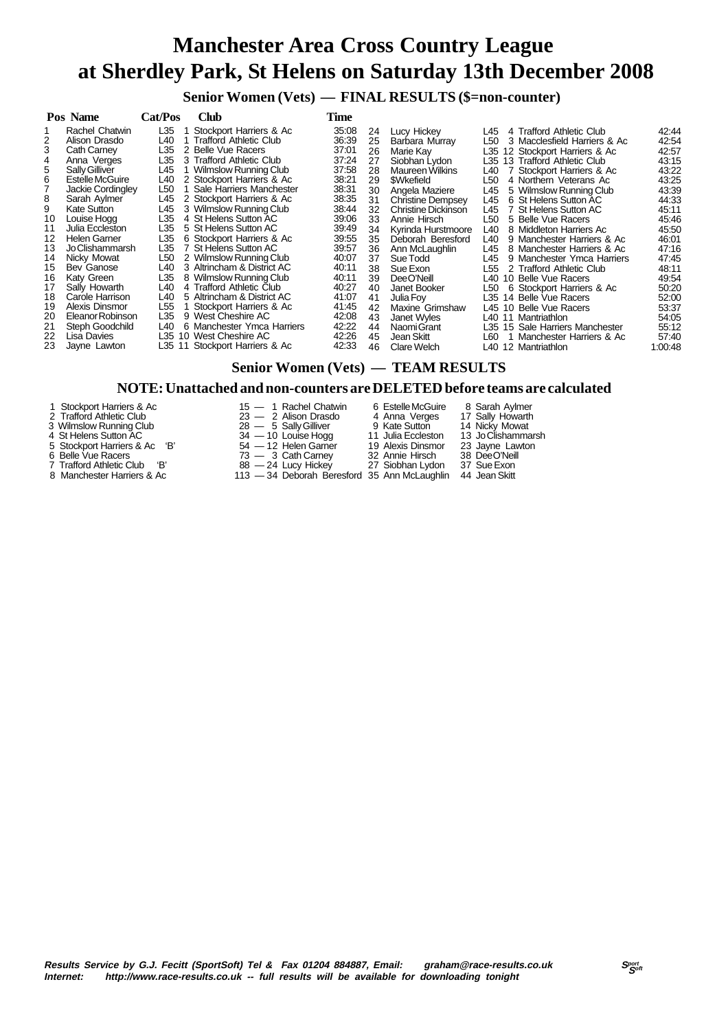# Manchester Area Cross Country League at Sherdley Park, St Helens on Saturday 13th December 2008

## Senior Women (Vets) — FINAL RESULTS ($=non-counter)

| Pos | Name | Cat/Pos | Club | Time |
|---|---|---|---|---|
| 1 | Rachel Chatwin | L35 1 | Stockport Harriers & Ac | 35:08 |
| 2 | Alison Drasdo | L40 1 | Trafford Athletic Club | 36:39 |
| 3 | Cath Carney | L35 2 | Belle Vue Racers | 37:01 |
| 4 | Anna Verges | L35 3 | Trafford Athletic Club | 37:24 |
| 5 | Sally Gilliver | L45 1 | Wilmslow Running Club | 37:58 |
| 6 | Estelle McGuire | L40 2 | Stockport Harriers & Ac | 38:21 |
| 7 | Jackie Cordingley | L50 1 | Sale Harriers Manchester | 38:31 |
| 8 | Sarah Aylmer | L45 2 | Stockport Harriers & Ac | 38:35 |
| 9 | Kate Sutton | L45 3 | Wilmslow Running Club | 38:44 |
| 10 | Louise Hogg | L35 4 | St Helens Sutton AC | 39:06 |
| 11 | Julia Eccleston | L35 5 | St Helens Sutton AC | 39:49 |
| 12 | Helen Garner | L35 6 | Stockport Harriers & Ac | 39:55 |
| 13 | Jo Clishammarsh | L35 7 | St Helens Sutton AC | 39:57 |
| 14 | Nicky Mowat | L50 2 | Wilmslow Running Club | 40:07 |
| 15 | Bev Ganose | L40 3 | Altrincham & District AC | 40:11 |
| 16 | Katy Green | L35 8 | Wilmslow Running Club | 40:11 |
| 17 | Sally Howarth | L40 4 | Trafford Athletic Club | 40:27 |
| 18 | Carole Harrison | L40 5 | Altrincham & District AC | 41:07 |
| 19 | Alexis Dinsmor | L55 1 | Stockport Harriers & Ac | 41:45 |
| 20 | Eleanor Robinson | L35 9 | West Cheshire AC | 42:08 |
| 21 | Steph Goodchild | L40 6 | Manchester Ymca Harriers | 42:22 |
| 22 | Lisa Davies | L35 10 | West Cheshire AC | 42:26 |
| 23 | Jayne Lawton | L35 11 | Stockport Harriers & Ac | 42:33 |
| 24 | Lucy Hickey | L45 4 | Trafford Athletic Club | 42:44 |
| 25 | Barbara Murray | L50 3 | Macclesfield Harriers & Ac | 42:54 |
| 26 | Marie Kay | L35 12 | Stockport Harriers & Ac | 42:57 |
| 27 | Siobhan Lydon | L35 13 | Trafford Athletic Club | 43:15 |
| 28 | Maureen Wilkins | L40 7 | Stockport Harriers & Ac | 43:22 |
| 29 | $Wkefield | L50 4 | Northern Veterans Ac | 43:25 |
| 30 | Angela Maziere | L45 5 | Wilmslow Running Club | 43:39 |
| 31 | Christine Dempsey | L45 6 | St Helens Sutton AC | 44:33 |
| 32 | Christine Dickinson | L45 7 | St Helens Sutton AC | 45:11 |
| 33 | Annie Hirsch | L50 5 | Belle Vue Racers | 45:46 |
| 34 | Kyrinda Hurstmoore | L40 8 | Middleton Harriers Ac | 45:50 |
| 35 | Deborah Beresford | L40 9 | Manchester Harriers & Ac | 46:01 |
| 36 | Ann McLaughlin | L45 8 | Manchester Harriers & Ac | 47:16 |
| 37 | Sue Todd | L45 9 | Manchester Ymca Harriers | 47:45 |
| 38 | Sue Exon | L55 2 | Trafford Athletic Club | 48:11 |
| 39 | Dee O'Neill | L40 10 | Belle Vue Racers | 49:54 |
| 40 | Janet Booker | L50 6 | Stockport Harriers & Ac | 50:20 |
| 41 | Julia Foy | L35 14 | Belle Vue Racers | 52:00 |
| 42 | Maxine Grimshaw | L45 10 | Belle Vue Racers | 53:37 |
| 43 | Janet Wyles | L40 11 | Mantriathlon | 54:05 |
| 44 | Naomi Grant | L35 15 | Sale Harriers Manchester | 55:12 |
| 45 | Jean Skitt | L60 1 | Manchester Harriers & Ac | 57:40 |
| 46 | Clare Welch | L40 12 | Mantriathlon | 1:00:48 |

## Senior Women (Vets) — TEAM RESULTS

### NOTE: Unattached and non-counters are DELETED before teams are calculated

| | | | | | |
|---|---|---|---|---|---|
| 1 | Stockport Harriers & Ac | 15 | 1 Rachel Chatwin | 6 Estelle McGuire | 8 Sarah Aylmer |
| 2 | Trafford Athletic Club | 23 | 2 Alison Drasdo | 4 Anna Verges | 17 Sally Howarth |
| 3 | Wilmslow Running Club | 28 | 5 Sally Gilliver | 9 Kate Sutton | 14 Nicky Mowat |
| 4 | St Helens Sutton AC | 34 | 10 Louise Hogg | 11 Julia Eccleston | 13 Jo Clishammarsh |
| 5 | Stockport Harriers & Ac 'B' | 54 | 12 Helen Garner | 19 Alexis Dinsmor | 23 Jayne Lawton |
| 6 | Belle Vue Racers | 73 | 3 Cath Carney | 32 Annie Hirsch | 38 Dee O'Neill |
| 7 | Trafford Athletic Club 'B' | 88 | 24 Lucy Hickey | 27 Siobhan Lydon | 37 Sue Exon |
| 8 | Manchester Harriers & Ac | 113 | 34 Deborah Beresford | 35 Ann McLaughlin | 44 Jean Skitt |

*Results Service by G.J. Fecitt (SportSoft) Tel & Fax 01204 884887, Email: graham@race-results.co.uk*
*Internet: http://www.race-results.co.uk -- full results will be available for downloading tonight*